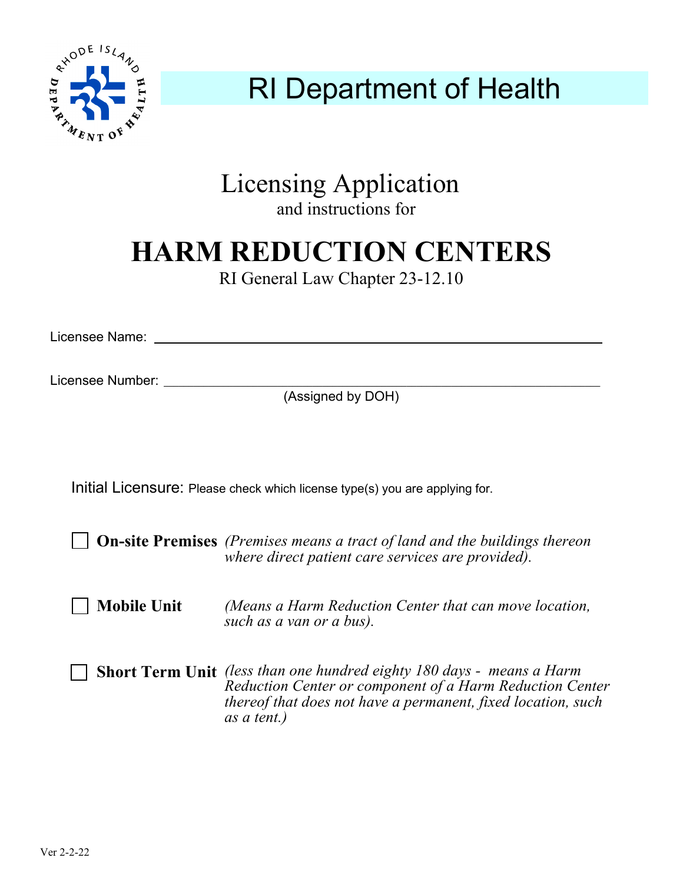# RI Department of Health

## Licensing Application

and instructions for

# HARM REDUCTION CENTERS

RI General Law Chapter 23-12.10

Licensee Name: ______________________________

Licensee Number: ______________________________
(Assigned by DOH)

Initial Licensure: Please check which license type(s) you are applying for.

☐ **On-site Premises** *(Premises means a tract of land and the buildings thereon where direct patient care services are provided).*

☐ **Mobile Unit** *(Means a Harm Reduction Center that can move location, such as a van or a bus).*

☐ **Short Term Unit** *(less than one hundred eighty 180 days - means a Harm Reduction Center or component of a Harm Reduction Center thereof that does not have a permanent, fixed location, such as a tent.)*

Ver 2-2-22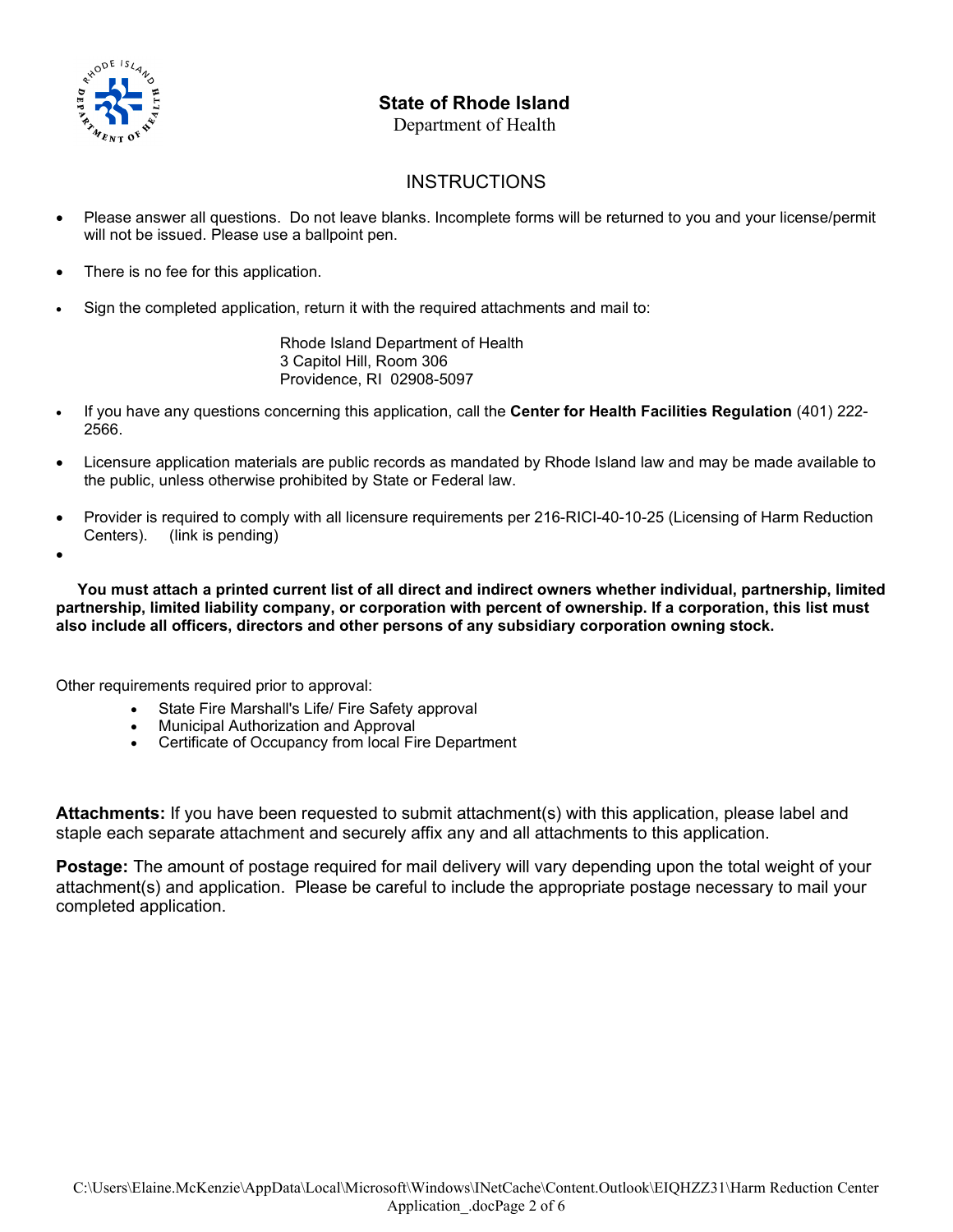**State of Rhode Island**
Department of Health

## INSTRUCTIONS

- Please answer all questions. Do not leave blanks. Incomplete forms will be returned to you and your license/permit will not be issued. Please use a ballpoint pen.
- There is no fee for this application.
- Sign the completed application, return it with the required attachments and mail to:

  Rhode Island Department of Health
  3 Capitol Hill, Room 306
  Providence, RI 02908-5097

- If you have any questions concerning this application, call the **Center for Health Facilities Regulation** (401) 222-2566.
- Licensure application materials are public records as mandated by Rhode Island law and may be made available to the public, unless otherwise prohibited by State or Federal law.
- Provider is required to comply with all licensure requirements per 216-RICI-40-10-25 (Licensing of Harm Reduction Centers). (link is pending)

**You must attach a printed current list of all direct and indirect owners whether individual, partnership, limited partnership, limited liability company, or corporation with percent of ownership. If a corporation, this list must also include all officers, directors and other persons of any subsidiary corporation owning stock.**

Other requirements required prior to approval:

- State Fire Marshall's Life/ Fire Safety approval
- Municipal Authorization and Approval
- Certificate of Occupancy from local Fire Department

**Attachments:** If you have been requested to submit attachment(s) with this application, please label and staple each separate attachment and securely affix any and all attachments to this application.

**Postage:** The amount of postage required for mail delivery will vary depending upon the total weight of your attachment(s) and application. Please be careful to include the appropriate postage necessary to mail your completed application.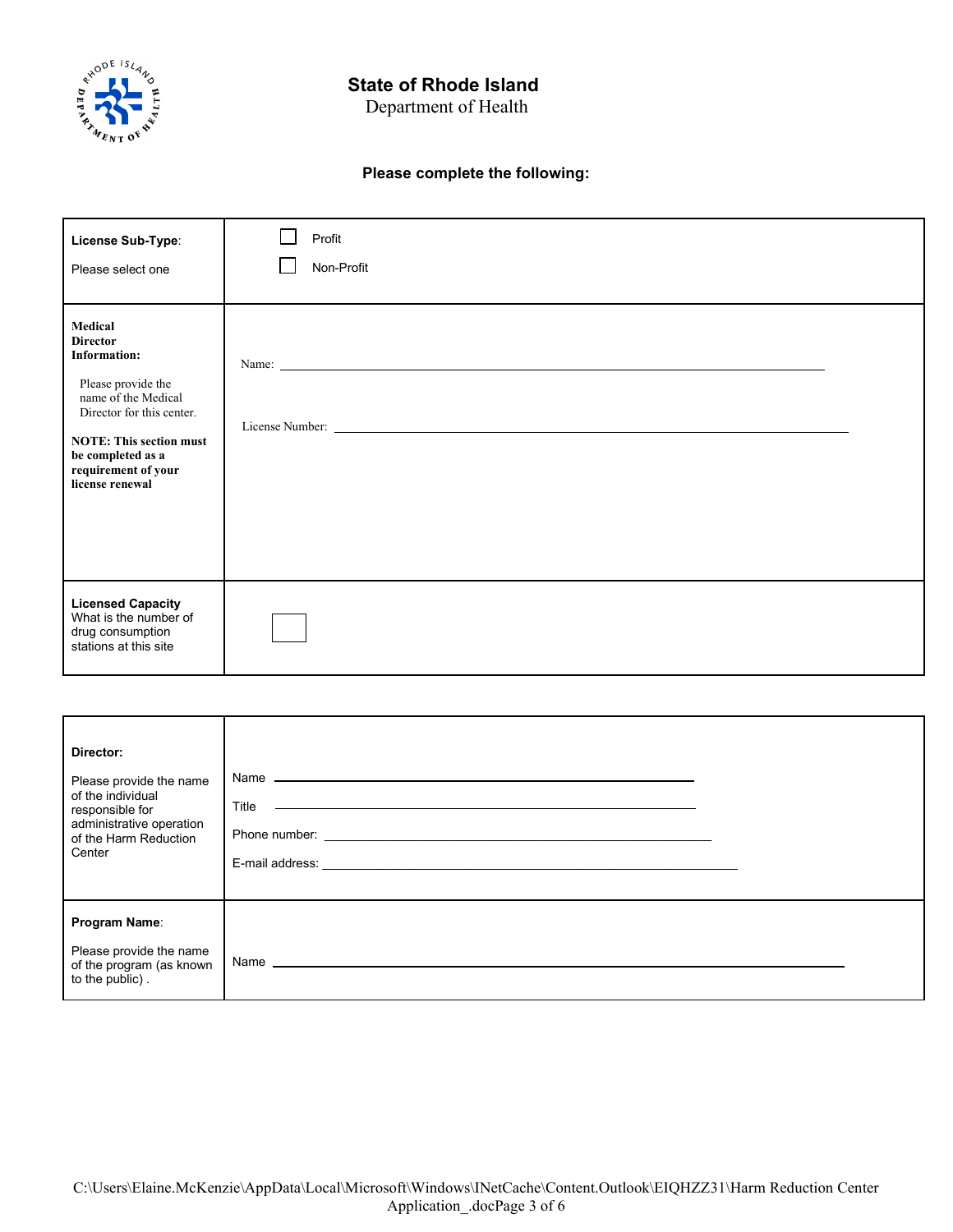**State of Rhode Island**
Department of Health

**Please complete the following:**

| | |
|---|---|
| **License Sub-Type**: Please select one | ☐ Profit<br>☐ Non-Profit |
| **Medical Director Information:** Please provide the name of the Medical Director for this center. **NOTE: This section must be completed as a requirement of your license renewal** | Name: ____________________<br>License Number: ____________________ |
| **Licensed Capacity** What is the number of drug consumption stations at this site | ☐ |

| | |
|---|---|
| **Director:** Please provide the name of the individual responsible for administrative operation of the Harm Reduction Center | Name ____________________<br>Title ____________________<br>Phone number: ____________________<br>E-mail address: ____________________ |
| **Program Name**: Please provide the name of the program (as known to the public) . | Name ____________________ |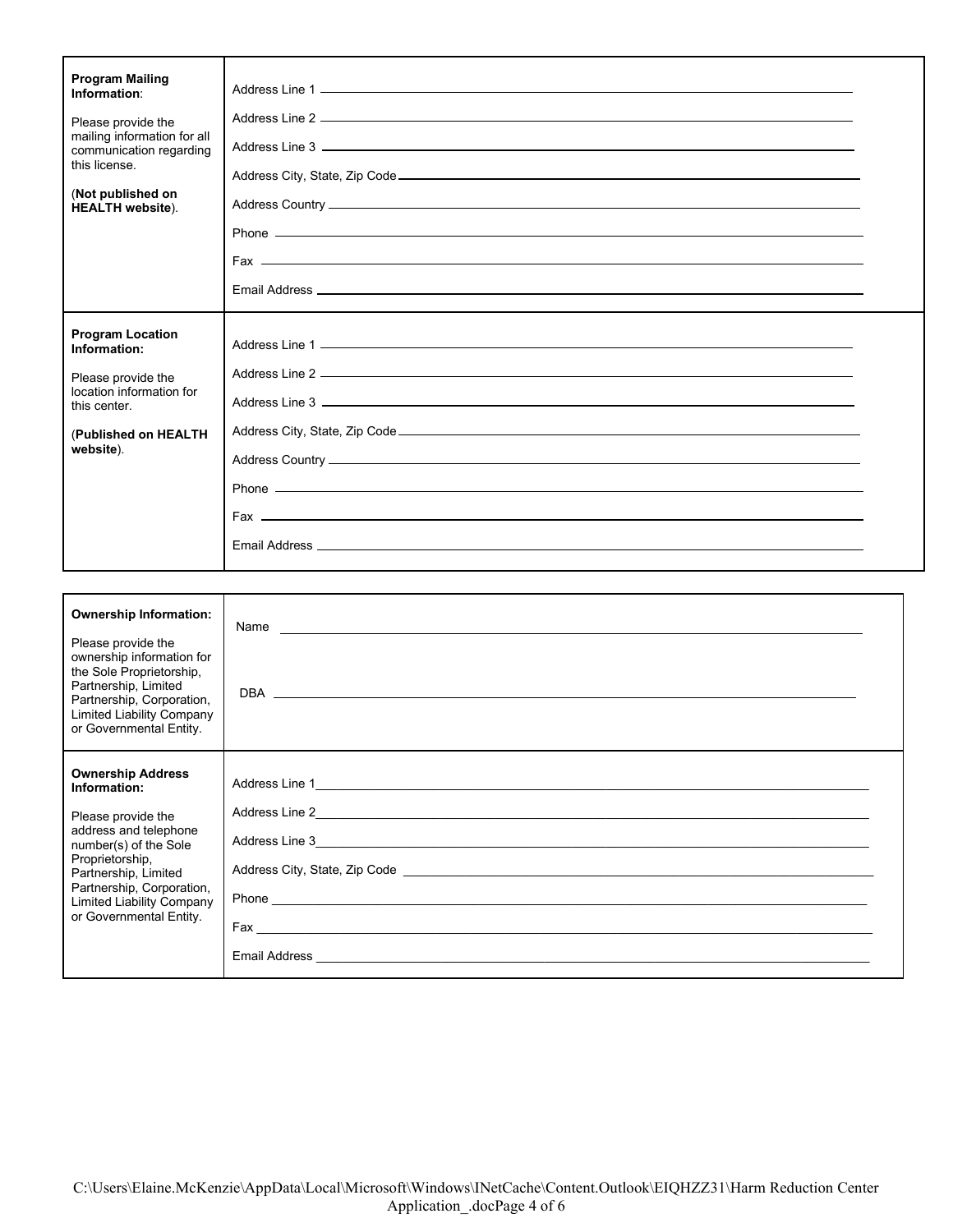| | |
|---|---|
| **Program Mailing Information**:<br><br>Please provide the mailing information for all communication regarding this license.<br><br>(**Not published on HEALTH website**). | Address Line 1 \_\_\_\_\_\_\_\_\_\_<br><br>Address Line 2 \_\_\_\_\_\_\_\_\_\_<br><br>Address Line 3 \_\_\_\_\_\_\_\_\_\_<br><br>Address City, State, Zip Code \_\_\_\_\_\_\_\_\_\_<br><br>Address Country \_\_\_\_\_\_\_\_\_\_<br><br>Phone \_\_\_\_\_\_\_\_\_\_<br><br>Fax \_\_\_\_\_\_\_\_\_\_<br><br>Email Address \_\_\_\_\_\_\_\_\_\_ |
| **Program Location Information:**<br><br>Please provide the location information for this center.<br><br>(**Published on HEALTH website**). | Address Line 1 \_\_\_\_\_\_\_\_\_\_<br><br>Address Line 2 \_\_\_\_\_\_\_\_\_\_<br><br>Address Line 3 \_\_\_\_\_\_\_\_\_\_<br><br>Address City, State, Zip Code \_\_\_\_\_\_\_\_\_\_<br><br>Address Country \_\_\_\_\_\_\_\_\_\_<br><br>Phone \_\_\_\_\_\_\_\_\_\_<br><br>Fax \_\_\_\_\_\_\_\_\_\_<br><br>Email Address \_\_\_\_\_\_\_\_\_\_ |

| | |
|---|---|
| **Ownership Information:**<br><br>Please provide the ownership information for the Sole Proprietorship, Partnership, Limited Partnership, Corporation, Limited Liability Company or Governmental Entity. | Name \_\_\_\_\_\_\_\_\_\_<br><br>DBA \_\_\_\_\_\_\_\_\_\_ |
| **Ownership Address Information:**<br><br>Please provide the address and telephone number(s) of the Sole Proprietorship, Partnership, Limited Partnership, Corporation, Limited Liability Company or Governmental Entity. | Address Line 1 \_\_\_\_\_\_\_\_\_\_<br><br>Address Line 2 \_\_\_\_\_\_\_\_\_\_<br><br>Address Line 3 \_\_\_\_\_\_\_\_\_\_<br><br>Address City, State, Zip Code \_\_\_\_\_\_\_\_\_\_<br><br>Phone \_\_\_\_\_\_\_\_\_\_<br><br>Fax \_\_\_\_\_\_\_\_\_\_<br><br>Email Address \_\_\_\_\_\_\_\_\_\_ |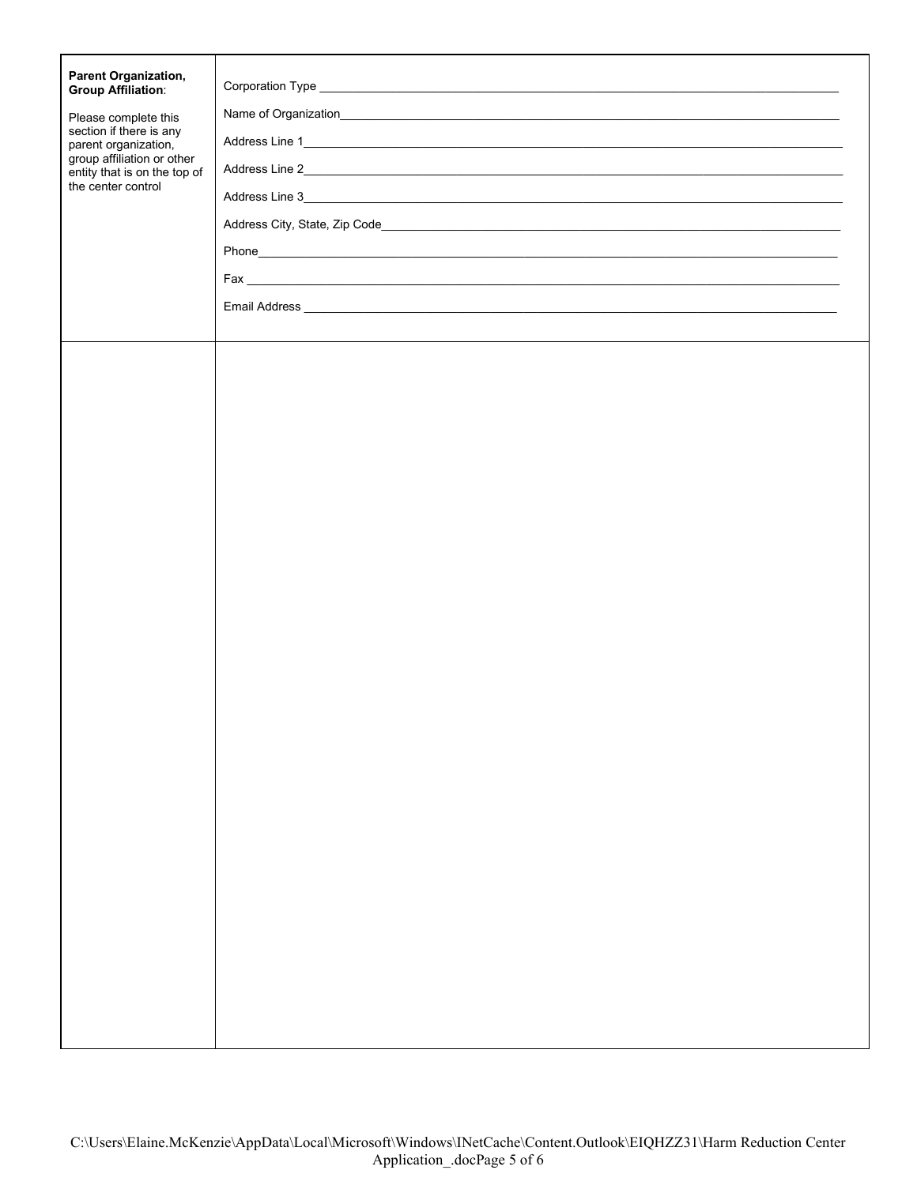| **Parent Organization, Group Affiliation**:<br><br>Please complete this section if there is any parent organization, group affiliation or other entity that is on the top of the center control | Corporation Type ______________________________<br><br>Name of Organization______________________________<br><br>Address Line 1______________________________<br><br>Address Line 2______________________________<br><br>Address Line 3______________________________<br><br>Address City, State, Zip Code______________________________<br><br>Phone______________________________<br><br>Fax ______________________________<br><br>Email Address ______________________________ |
|---|---|
| | |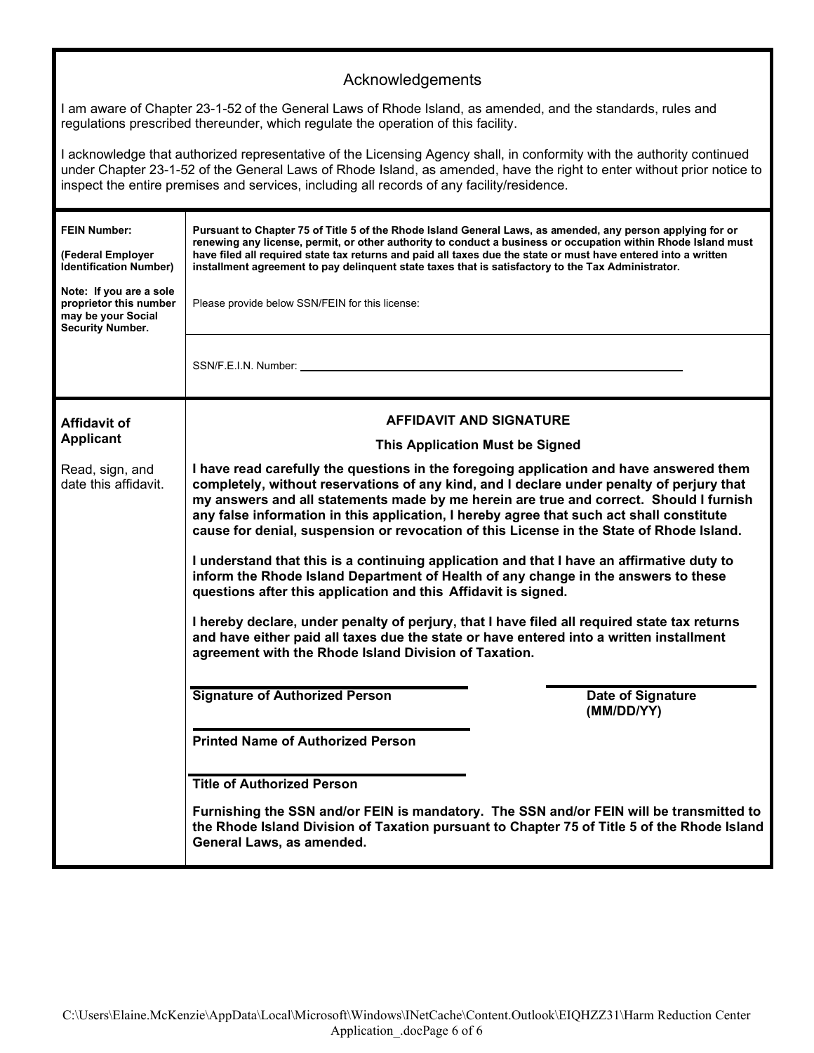## Acknowledgements

I am aware of Chapter 23-1-52 of the General Laws of Rhode Island, as amended, and the standards, rules and regulations prescribed thereunder, which regulate the operation of this facility.

I acknowledge that authorized representative of the Licensing Agency shall, in conformity with the authority continued under Chapter 23-1-52 of the General Laws of Rhode Island, as amended, have the right to enter without prior notice to inspect the entire premises and services, including all records of any facility/residence.

| | |
|---|---|
| **FEIN Number:**<br><br>**(Federal Employer Identification Number)**<br><br>**Note: If you are a sole proprietor this number may be your Social Security Number.** | **Pursuant to Chapter 75 of Title 5 of the Rhode Island General Laws, as amended, any person applying for or renewing any license, permit, or other authority to conduct a business or occupation within Rhode Island must have filed all required state tax returns and paid all taxes due the state or must have entered into a written installment agreement to pay delinquent state taxes that is satisfactory to the Tax Administrator.**<br><br>Please provide below SSN/FEIN for this license:<br><br>SSN/F.E.I.N. Number: ______________________________ |

**Affidavit of Applicant**

Read, sign, and date this affidavit.

**AFFIDAVIT AND SIGNATURE**

**This Application Must be Signed**

**I have read carefully the questions in the foregoing application and have answered them completely, without reservations of any kind, and I declare under penalty of perjury that my answers and all statements made by me herein are true and correct. Should I furnish any false information in this application, I hereby agree that such act shall constitute cause for denial, suspension or revocation of this License in the State of Rhode Island.**

**I understand that this is a continuing application and that I have an affirmative duty to inform the Rhode Island Department of Health of any change in the answers to these questions after this application and this Affidavit is signed.**

**I hereby declare, under penalty of perjury, that I have filed all required state tax returns and have either paid all taxes due the state or have entered into a written installment agreement with the Rhode Island Division of Taxation.**

______________________________ ______________________________

**Signature of Authorized Person** **Date of Signature (MM/DD/YY)**

______________________________

**Printed Name of Authorized Person**

______________________________

**Title of Authorized Person**

**Furnishing the SSN and/or FEIN is mandatory. The SSN and/or FEIN will be transmitted to the Rhode Island Division of Taxation pursuant to Chapter 75 of Title 5 of the Rhode Island General Laws, as amended.**